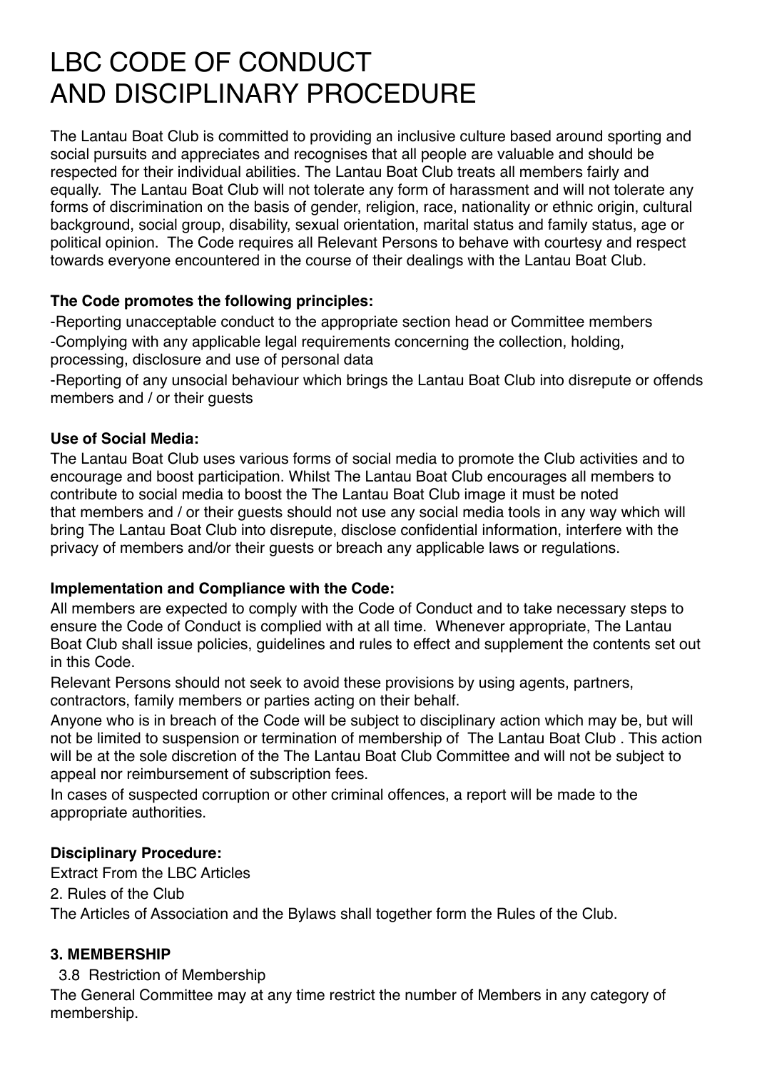# LBC CODE OF CONDUCT AND DISCIPLINARY PROCEDURE

The Lantau Boat Club is committed to providing an inclusive culture based around sporting and social pursuits and appreciates and recognises that all people are valuable and should be respected for their individual abilities. The Lantau Boat Club treats all members fairly and equally. The Lantau Boat Club will not tolerate any form of harassment and will not tolerate any forms of discrimination on the basis of gender, religion, race, nationality or ethnic origin, cultural background, social group, disability, sexual orientation, marital status and family status, age or political opinion. The Code requires all Relevant Persons to behave with courtesy and respect towards everyone encountered in the course of their dealings with the Lantau Boat Club.

**The Code promotes the following principles:**

-Reporting unacceptable conduct to the appropriate section head or Committee members

-Complying with any applicable legal requirements concerning the collection, holding, processing, disclosure and use of personal data

-Reporting of any unsocial behaviour which brings the Lantau Boat Club into disrepute or offends members and / or their guests

**Use of Social Media:**

The Lantau Boat Club uses various forms of social media to promote the Club activities and to encourage and boost participation. Whilst The Lantau Boat Club encourages all members to contribute to social media to boost the The Lantau Boat Club image it must be noted that members and / or their guests should not use any social media tools in any way which will bring The Lantau Boat Club into disrepute, disclose confidential information, interfere with the privacy of members and/or their guests or breach any applicable laws or regulations.

**Implementation and Compliance with the Code:**

All members are expected to comply with the Code of Conduct and to take necessary steps to ensure the Code of Conduct is complied with at all time. Whenever appropriate, The Lantau Boat Club shall issue policies, guidelines and rules to effect and supplement the contents set out in this Code.

Relevant Persons should not seek to avoid these provisions by using agents, partners, contractors, family members or parties acting on their behalf.

Anyone who is in breach of the Code will be subject to disciplinary action which may be, but will not be limited to suspension or termination of membership of The Lantau Boat Club . This action will be at the sole discretion of the The Lantau Boat Club Committee and will not be subject to appeal nor reimbursement of subscription fees.

In cases of suspected corruption or other criminal offences, a report will be made to the appropriate authorities.

**Disciplinary Procedure:**

Extract From the LBC Articles

2. Rules of the Club

The Articles of Association and the Bylaws shall together form the Rules of the Club.

**3. MEMBERSHIP**

3.8 Restriction of Membership

The General Committee may at any time restrict the number of Members in any category of membership.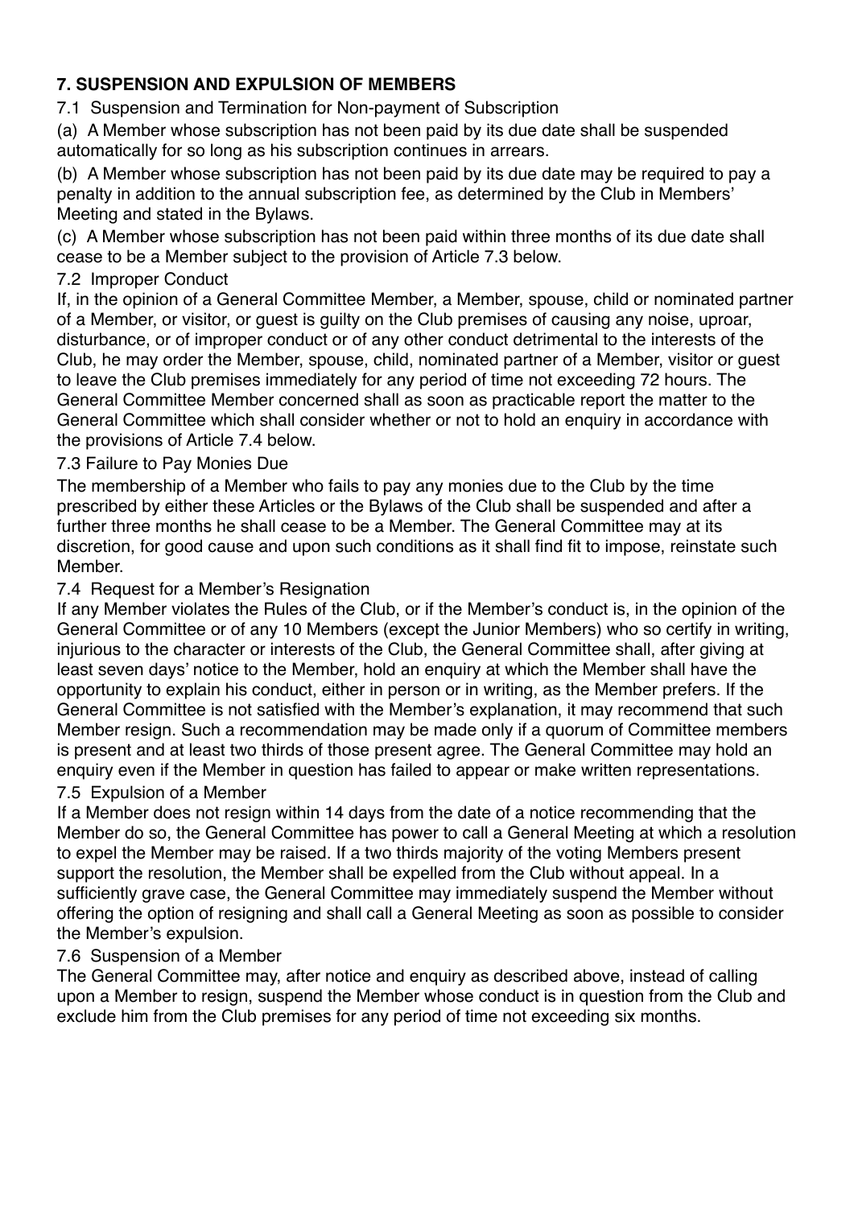**7. SUSPENSION AND EXPULSION OF MEMBERS**

7.1 Suspension and Termination for Non-payment of Subscription

(a) A Member whose subscription has not been paid by its due date shall be suspended automatically for so long as his subscription continues in arrears.

(b) A Member whose subscription has not been paid by its due date may be required to pay a penalty in addition to the annual subscription fee, as determined by the Club in Members' Meeting and stated in the Bylaws.

(c) A Member whose subscription has not been paid within three months of its due date shall cease to be a Member subject to the provision of Article 7.3 below.

7.2 Improper Conduct

If, in the opinion of a General Committee Member, a Member, spouse, child or nominated partner of a Member, or visitor, or guest is guilty on the Club premises of causing any noise, uproar, disturbance, or of improper conduct or of any other conduct detrimental to the interests of the Club, he may order the Member, spouse, child, nominated partner of a Member, visitor or guest to leave the Club premises immediately for any period of time not exceeding 72 hours. The General Committee Member concerned shall as soon as practicable report the matter to the General Committee which shall consider whether or not to hold an enquiry in accordance with the provisions of Article 7.4 below.

7.3 Failure to Pay Monies Due

The membership of a Member who fails to pay any monies due to the Club by the time prescribed by either these Articles or the Bylaws of the Club shall be suspended and after a further three months he shall cease to be a Member. The General Committee may at its discretion, for good cause and upon such conditions as it shall find fit to impose, reinstate such Member.

7.4 Request for a Member's Resignation

If any Member violates the Rules of the Club, or if the Member's conduct is, in the opinion of the General Committee or of any 10 Members (except the Junior Members) who so certify in writing, injurious to the character or interests of the Club, the General Committee shall, after giving at least seven days' notice to the Member, hold an enquiry at which the Member shall have the opportunity to explain his conduct, either in person or in writing, as the Member prefers. If the General Committee is not satisfied with the Member's explanation, it may recommend that such Member resign. Such a recommendation may be made only if a quorum of Committee members is present and at least two thirds of those present agree. The General Committee may hold an enquiry even if the Member in question has failed to appear or make written representations.

7.5 Expulsion of a Member

If a Member does not resign within 14 days from the date of a notice recommending that the Member do so, the General Committee has power to call a General Meeting at which a resolution to expel the Member may be raised. If a two thirds majority of the voting Members present support the resolution, the Member shall be expelled from the Club without appeal. In a sufficiently grave case, the General Committee may immediately suspend the Member without offering the option of resigning and shall call a General Meeting as soon as possible to consider the Member's expulsion.

7.6 Suspension of a Member

The General Committee may, after notice and enquiry as described above, instead of calling upon a Member to resign, suspend the Member whose conduct is in question from the Club and exclude him from the Club premises for any period of time not exceeding six months.